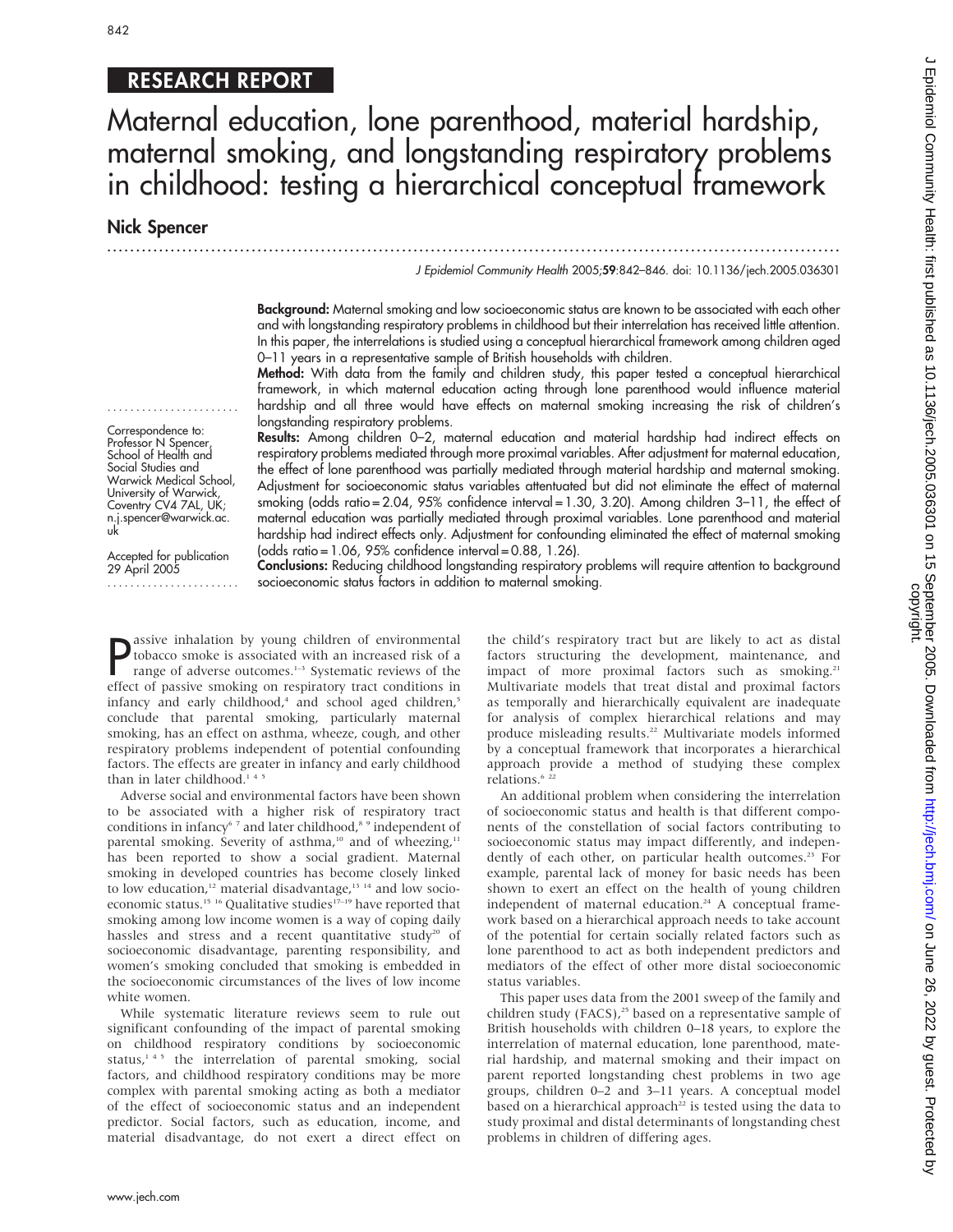RESEARCH REPORT

# Maternal education, lone parenthood, material hardship, maternal smoking, and longstanding respiratory problems in childhood: testing a hierarchical conceptual framework

**Nick Spencer**

J Epidemiol Community Health 2005;59:842–846. doi: 10.1136/jech.2005.036301

**Background:** Maternal smoking and low socioeconomic status are known to be associated with each other and with longstanding respiratory problems in childhood but their interrelation has received little attention. In this paper, the interrelations is studied using a conceptual hierarchical framework among children aged 0–11 years in a representative sample of British households with children.

**Method:** With data from the family and children study, this paper tested a conceptual hierarchical framework, in which maternal education acting through lone parenthood would influence material hardship and all three would have effects on maternal smoking increasing the risk of children's longstanding respiratory problems.

**Results:** Among children 0–2, maternal education and material hardship had indirect effects on respiratory problems mediated through more proximal variables. After adjustment for maternal education, the effect of lone parenthood was partially mediated through material hardship and maternal smoking. Adjustment for socioeconomic status variables attentuated but did not eliminate the effect of maternal smoking (odds ratio = 2.04, 95% confidence interval = 1.30, 3.20). Among children 3–11, the effect of maternal education was partially mediated through proximal variables. Lone parenthood and material hardship had indirect effects only. Adjustment for confounding eliminated the effect of maternal smoking (odds ratio = 1.06, 95% confidence interval = 0.88, 1.26).

**Conclusions:** Reducing childhood longstanding respiratory problems will require attention to background socioeconomic status factors in addition to maternal smoking.

Correspondence to: Professor N Spencer, School of Health and Social Studies and Warwick Medical School, University of Warwick, Coventry CV4 7AL, UK; n.j.spencer@warwick.ac.uk

Accepted for publication 29 April 2005

Passive inhalation by young children of environmental tobacco smoke is associated with an increased risk of a range of adverse outcomes.[1–3] Systematic reviews of the effect of passive smoking on respiratory tract conditions in infancy and early childhood,[4] and school aged children,[5] conclude that parental smoking, particularly maternal smoking, has an effect on asthma, wheeze, cough, and other respiratory problems independent of potential confounding factors. The effects are greater in infancy and early childhood than in later childhood.[1 4 5]

Adverse social and environmental factors have been shown to be associated with a higher risk of respiratory tract conditions in infancy[6 7] and later childhood,[8 9] independent of parental smoking. Severity of asthma,[10] and of wheezing,[11] has been reported to show a social gradient. Maternal smoking in developed countries has become closely linked to low education,[12] material disadvantage,[13 14] and low socioeconomic status.[15 16] Qualitative studies[17–19] have reported that smoking among low income women is a way of coping daily hassles and stress and a recent quantitative study[20] of socioeconomic disadvantage, parenting responsibility, and women's smoking concluded that smoking is embedded in the socioeconomic circumstances of the lives of low income white women.

While systematic literature reviews seem to rule out significant confounding of the impact of parental smoking on childhood respiratory conditions by socioeconomic status,[1 4 5] the interrelation of parental smoking, social factors, and childhood respiratory conditions may be more complex with parental smoking acting as both a mediator of the effect of socioeconomic status and an independent predictor. Social factors, such as education, income, and material disadvantage, do not exert a direct effect on the child's respiratory tract but are likely to act as distal factors structuring the development, maintenance, and impact of more proximal factors such as smoking.[21] Multivariate models that treat distal and proximal factors as temporally and hierarchically equivalent are inadequate for analysis of complex hierarchical relations and may produce misleading results.[22] Multivariate models informed by a conceptual framework that incorporates a hierarchical approach provide a method of studying these complex relations.[6 22]

An additional problem when considering the interrelation of socioeconomic status and health is that different components of the constellation of social factors contributing to socioeconomic status may impact differently, and independently of each other, on particular health outcomes.[23] For example, parental lack of money for basic needs has been shown to exert an effect on the health of young children independent of maternal education.[24] A conceptual framework based on a hierarchical approach needs to take account of the potential for certain socially related factors such as lone parenthood to act as both independent predictors and mediators of the effect of other more distal socioeconomic status variables.

This paper uses data from the 2001 sweep of the family and children study (FACS),[25] based on a representative sample of British households with children 0–18 years, to explore the interrelation of maternal education, lone parenthood, material hardship, and maternal smoking and their impact on parent reported longstanding chest problems in two age groups, children 0–2 and 3–11 years. A conceptual model based on a hierarchical approach[22] is tested using the data to study proximal and distal determinants of longstanding chest problems in children of differing ages.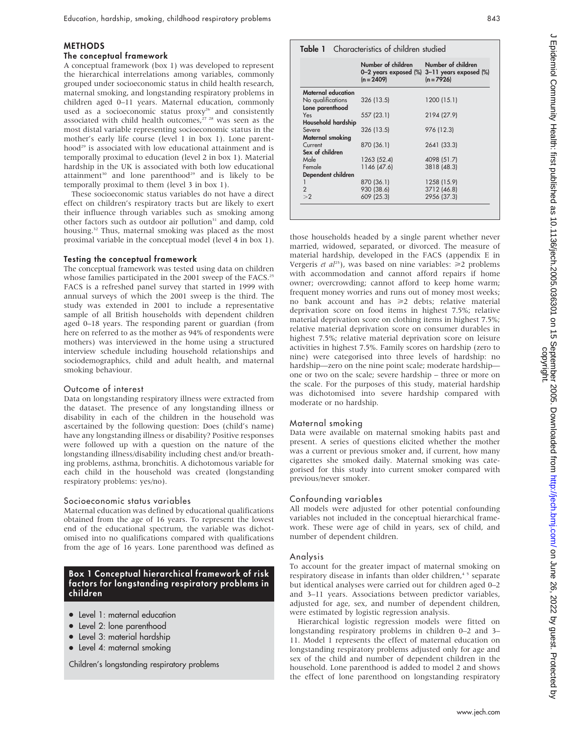## METHODS

### The conceptual framework

A conceptual framework (box 1) was developed to represent the hierarchical interrelations among variables, commonly grouped under socioeconomic status in child health research, maternal smoking, and longstanding respiratory problems in children aged 0–11 years. Maternal education, commonly used as a socioeconomic status proxy[26] and consistently associated with child health outcomes,[27 28] was seen as the most distal variable representing socioeconomic status in the mother's early life course (level 1 in box 1). Lone parenthood[29] is associated with low educational attainment and is temporally proximal to education (level 2 in box 1). Material hardship in the UK is associated with both low educational attainment[30] and lone parenthood[29] and is likely to be temporally proximal to them (level 3 in box 1).

These socioeconomic status variables do not have a direct effect on children's respiratory tracts but are likely to exert their influence through variables such as smoking among other factors such as outdoor air pollution[31] and damp, cold housing.[32] Thus, maternal smoking was placed as the most proximal variable in the conceptual model (level 4 in box 1).

### Testing the conceptual framework

The conceptual framework was tested using data on children whose families participated in the 2001 sweep of the FACS.[25] FACS is a refreshed panel survey that started in 1999 with annual surveys of which the 2001 sweep is the third. The study was extended in 2001 to include a representative sample of all British households with dependent children aged 0–18 years. The responding parent or guardian (from here on referred to as the mother as 94% of respondents were mothers) was interviewed in the home using a structured interview schedule including household relationships and sociodemographics, child and adult health, and maternal smoking behaviour.

### Outcome of interest

Data on longstanding respiratory illness were extracted from the dataset. The presence of any longstanding illness or disability in each of the children in the household was ascertained by the following question: Does (child's name) have any longstanding illness or disability? Positive responses were followed up with a question on the nature of the longstanding illness/disability including chest and/or breathing problems, asthma, bronchitis. A dichotomous variable for each child in the household was created (longstanding respiratory problems: yes/no).

### Socioeconomic status variables

Maternal education was defined by educational qualifications obtained from the age of 16 years. To represent the lowest end of the educational spectrum, the variable was dichotomised into no qualifications compared with qualifications from the age of 16 years. Lone parenthood was defined as those households headed by a single parent whether never married, widowed, separated, or divorced. The measure of material hardship, developed in the FACS (appendix E in Vergeris *et al*[25]), was based on nine variables: ≥2 problems with accommodation and cannot afford repairs if home owner; overcrowding; cannot afford to keep home warm; frequent money worries and runs out of money most weeks; no bank account and has ≥2 debts; relative material deprivation score on food items in highest 7.5%; relative material deprivation score on clothing items in highest 7.5%; relative material deprivation score on consumer durables in highest 7.5%; relative material deprivation score on leisure activities in highest 7.5%. Family scores on hardship (zero to nine) were categorised into three levels of hardship: no hardship—zero on the nine point scale; moderate hardship—one or two on the scale; severe hardship – three or more on the scale. For the purposes of this study, material hardship was dichotomised into severe hardship compared with moderate or no hardship.

**Box 1 Conceptual hierarchical framework of risk factors for longstanding respiratory problems in children**

- Level 1: maternal education
- Level 2: lone parenthood
- Level 3: material hardship
- Level 4: maternal smoking

Children's longstanding respiratory problems

**Table 1** Characteristics of children studied

| | Number of children 0–2 years exposed (%) (n = 2409) | Number of children 3–11 years exposed (%) (n = 7926) |
|---|---|---|
| **Maternal education** | | |
| No qualifications | 326 (13.5) | 1200 (15.1) |
| **Lone parenthood** | | |
| Yes | 557 (23.1) | 2194 (27.9) |
| **Household hardship** | | |
| Severe | 326 (13.5) | 976 (12.3) |
| **Maternal smoking** | | |
| Current | 870 (36.1) | 2641 (33.3) |
| **Sex of children** | | |
| Male | 1263 (52.4) | 4098 (51.7) |
| Female | 1146 (47.6) | 3818 (48.3) |
| **Dependent children** | | |
| 1 | 870 (36.1) | 1258 (15.9) |
| 2 | 930 (38.6) | 3712 (46.8) |
| >2 | 609 (25.3) | 2956 (37.3) |

### Maternal smoking

Data were available on maternal smoking habits past and present. A series of questions elicited whether the mother was a current or previous smoker and, if current, how many cigarettes she smoked daily. Maternal smoking was categorised for this study into current smoker compared with previous/never smoker.

### Confounding variables

All models were adjusted for other potential confounding variables not included in the conceptual hierarchical framework. These were age of child in years, sex of child, and number of dependent children.

### Analysis

To account for the greater impact of maternal smoking on respiratory disease in infants than older children,[4 5] separate but identical analyses were carried out for children aged 0–2 and 3–11 years. Associations between predictor variables, adjusted for age, sex, and number of dependent children, were estimated by logistic regression analysis.

Hierarchical logistic regression models were fitted on longstanding respiratory problems in children 0–2 and 3–11. Model 1 represents the effect of maternal education on longstanding respiratory problems adjusted only for age and sex of the child and number of dependent children in the household. Lone parenthood is added to model 2 and shows the effect of lone parenthood on longstanding respiratory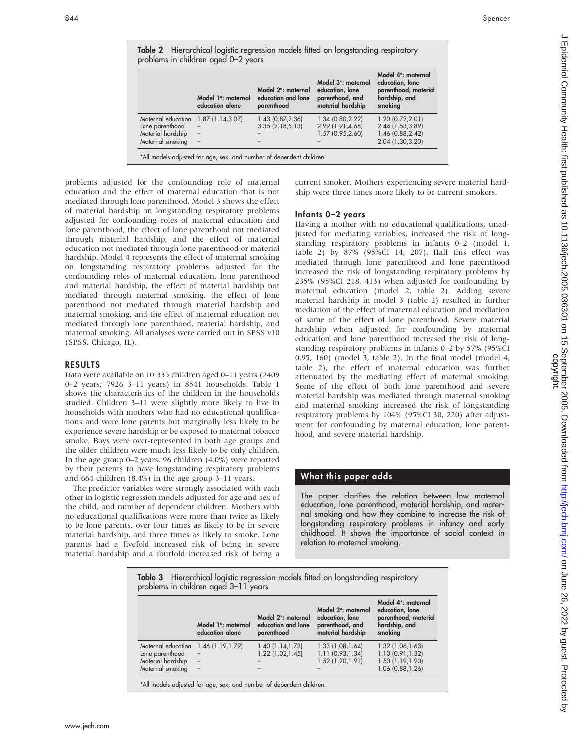**Table 2** Hierarchical logistic regression models fitted on longstanding respiratory problems in children aged 0–2 years

| | Model 1*: maternal education alone | Model 2*: maternal education and lone parenthood | Model 3*: maternal education, lone parenthood, and material hardship | Model 4*: maternal education, lone parenthood, material hardship, and smoking |
|---|---|---|---|---|
| Maternal education | 1.87 (1.14,3.07) | 1.43 (0.87,2.36) | 1.34 (0.80,2.22) | 1.20 (0.72,2.01) |
| Lone parenthood | – | 3.35 (2.18,5.13) | 2.99 (1.91,4.68) | 2.44 (1.53,3.89) |
| Material hardship | – | – | 1.57 (0.95,2.60) | 1.46 (0.88,2.42) |
| Maternal smoking | – | – | – | 2.04 (1.30,3.20) |

*All models adjusted for age, sex, and number of dependent children.

problems adjusted for the confounding role of maternal education and the effect of maternal education that is not mediated through lone parenthood. Model 3 shows the effect of material hardship on longstanding respiratory problems adjusted for confounding roles of maternal education and lone parenthood, the effect of lone parenthood not mediated through material hardship, and the effect of maternal education not mediated through lone parenthood or material hardship. Model 4 represents the effect of maternal smoking on longstanding respiratory problems adjusted for the confounding roles of maternal education, lone parenthood and material hardship, the effect of material hardship not mediated through maternal smoking, the effect of lone parenthood not mediated through material hardship and maternal smoking, and the effect of maternal education not mediated through lone parenthood, material hardship, and maternal smoking. All analyses were carried out in SPSS v10 (SPSS, Chicago, IL).

## RESULTS

Data were available on 10 335 children aged 0–11 years (2409 0–2 years; 7926 3–11 years) in 8541 households. Table 1 shows the characteristics of the children in the households studied. Children 3–11 were slightly more likely to live in households with mothers who had no educational qualifications and were lone parents but marginally less likely to be experience severe hardship or be exposed to maternal tobacco smoke. Boys were over-represented in both age groups and the older children were much less likely to be only children. In the age group 0–2 years, 96 children (4.0%) were reported by their parents to have longstanding respiratory problems and 664 children (8.4%) in the age group 3–11 years.

The predictor variables were strongly associated with each other in logistic regression models adjusted for age and sex of the child, and number of dependent children. Mothers with no educational qualifications were more than twice as likely to be lone parents, over four times as likely to be in severe material hardship, and three times as likely to smoke. Lone parents had a fivefold increased risk of being in severe material hardship and a fourfold increased risk of being a current smoker. Mothers experiencing severe material hardship were three times more likely to be current smokers.

### Infants 0–2 years

Having a mother with no educational qualifications, unadjusted for mediating variables, increased the risk of longstanding respiratory problems in infants 0–2 (model 1, table 2) by 87% (95%CI 14, 207). Half this effect was mediated through lone parenthood and lone parenthood increased the risk of longstanding respiratory problems by 235% (95%CI 218, 413) when adjusted for confounding by maternal education (model 2, table 2). Adding severe material hardship in model 3 (table 2) resulted in further mediation of the effect of maternal education and mediation of some of the effect of lone parenthood. Severe material hardship when adjusted for confounding by maternal education and lone parenthood increased the risk of longstanding respiratory problems in infants 0–2 by 57% (95%CI 0.95, 160) (model 3, table 2). In the final model (model 4, table 2), the effect of maternal education was further attenuated by the mediating effect of maternal smoking. Some of the effect of both lone parenthood and severe material hardship was mediated through maternal smoking and maternal smoking increased the risk of longstanding respiratory problems by 104% (95%CI 30, 220) after adjustment for confounding by maternal education, lone parenthood, and severe material hardship.

### What this paper adds

The paper clarifies the relation between low maternal education, lone parenthood, material hardship, and maternal smoking and how they combine to increase the risk of longstanding respiratory problems in infancy and early childhood. It shows the importance of social context in relation to maternal smoking.

**Table 3** Hierarchical logistic regression models fitted on longstanding respiratory problems in children aged 3–11 years

| | Model 1*: maternal education alone | Model 2*: maternal education and lone parenthood | Model 3*: maternal education, lone parenthood, and material hardship | Model 4*: maternal education, lone parenthood, material hardship, and smoking |
|---|---|---|---|---|
| Maternal education | 1.46 (1.19,1.79) | 1.40 (1.14,1.73) | 1.33 (1.08,1.64) | 1.32 (1.06,1.63) |
| Lone parenthood | – | 1.22 (1.02,1.45) | 1.11 (0.93,1.34) | 1.10 (0.91,1.32) |
| Material hardship | – | – | 1.52 (1.20,1.91) | 1.50 (1.19,1.90) |
| Maternal smoking | – | – | – | 1.06 (0.88,1.26) |

*All models adjusted for age, sex, and number of dependent children.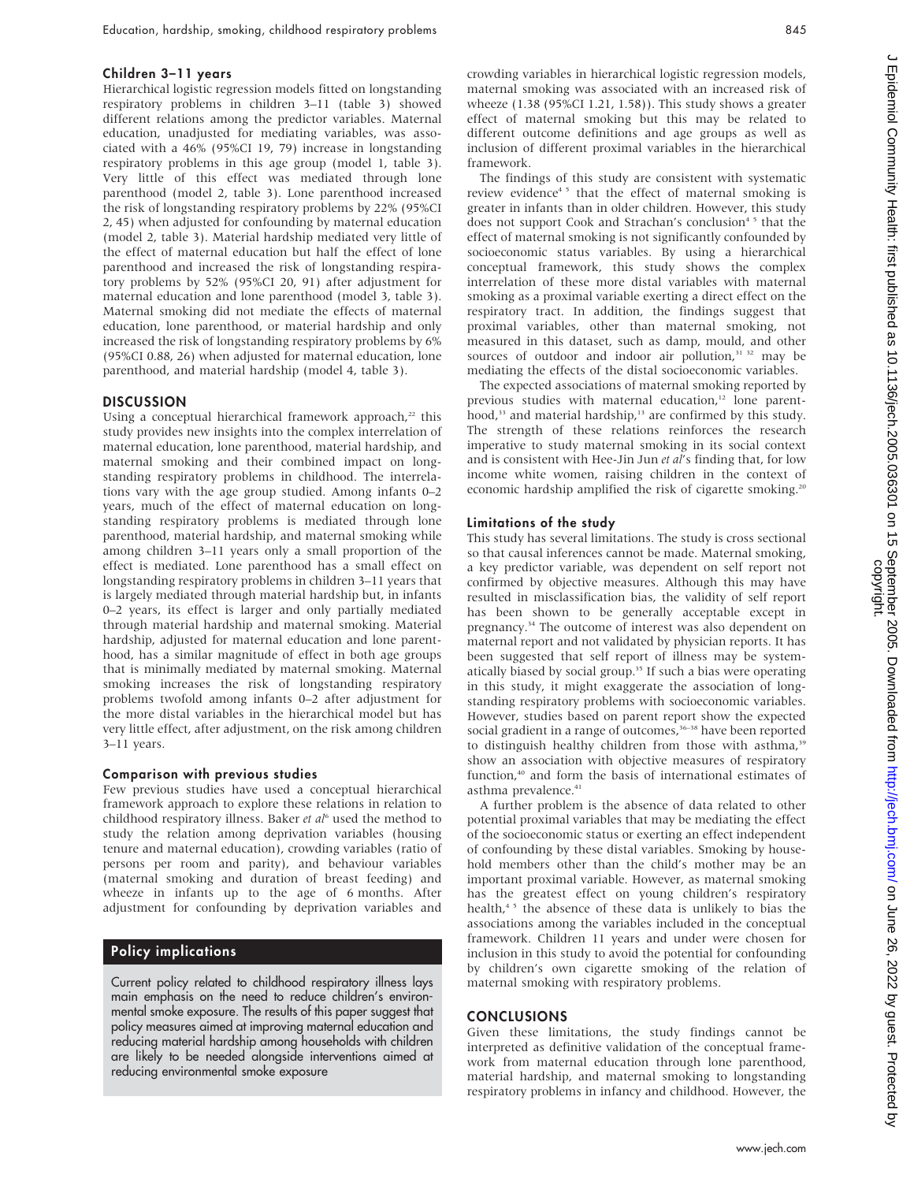### Children 3–11 years

Hierarchical logistic regression models fitted on longstanding respiratory problems in children 3–11 (table 3) showed different relations among the predictor variables. Maternal education, unadjusted for mediating variables, was associated with a 46% (95%CI 19, 79) increase in longstanding respiratory problems in this age group (model 1, table 3). Very little of this effect was mediated through lone parenthood (model 2, table 3). Lone parenthood increased the risk of longstanding respiratory problems by 22% (95%CI 2, 45) when adjusted for confounding by maternal education (model 2, table 3). Material hardship mediated very little of the effect of maternal education but half the effect of lone parenthood and increased the risk of longstanding respiratory problems by 52% (95%CI 20, 91) after adjustment for maternal education and lone parenthood (model 3, table 3). Maternal smoking did not mediate the effects of maternal education, lone parenthood, or material hardship and only increased the risk of longstanding respiratory problems by 6% (95%CI 0.88, 26) when adjusted for maternal education, lone parenthood, and material hardship (model 4, table 3).

## DISCUSSION

Using a conceptual hierarchical framework approach,[22] this study provides new insights into the complex interrelation of maternal education, lone parenthood, material hardship, and maternal smoking and their combined impact on longstanding respiratory problems in childhood. The interrelations vary with the age group studied. Among infants 0–2 years, much of the effect of maternal education on longstanding respiratory problems is mediated through lone parenthood, material hardship, and maternal smoking while among children 3–11 years only a small proportion of the effect is mediated. Lone parenthood has a small effect on longstanding respiratory problems in children 3–11 years that is largely mediated through material hardship but, in infants 0–2 years, its effect is larger and only partially mediated through material hardship and maternal smoking. Material hardship, adjusted for maternal education and lone parenthood, has a similar magnitude of effect in both age groups that is minimally mediated by maternal smoking. Maternal smoking increases the risk of longstanding respiratory problems twofold among infants 0–2 after adjustment for the more distal variables in the hierarchical model but has very little effect, after adjustment, on the risk among children 3–11 years.

### Comparison with previous studies

Few previous studies have used a conceptual hierarchical framework approach to explore these relations in relation to childhood respiratory illness. Baker *et al*[6] used the method to study the relation among deprivation variables (housing tenure and maternal education), crowding variables (ratio of persons per room and parity), and behaviour variables (maternal smoking and duration of breast feeding) and wheeze in infants up to the age of 6 months. After adjustment for confounding by deprivation variables and crowding variables in hierarchical logistic regression models, maternal smoking was associated with an increased risk of wheeze (1.38 (95%CI 1.21, 1.58)). This study shows a greater effect of maternal smoking but this may be related to different outcome definitions and age groups as well as inclusion of different proximal variables in the hierarchical framework.

The findings of this study are consistent with systematic review evidence[4 5] that the effect of maternal smoking is greater in infants than in older children. However, this study does not support Cook and Strachan's conclusion[4 5] that the effect of maternal smoking is not significantly confounded by socioeconomic status variables. By using a hierarchical conceptual framework, this study shows the complex interrelation of these more distal variables with maternal smoking as a proximal variable exerting a direct effect on the respiratory tract. In addition, the findings suggest that proximal variables, other than maternal smoking, not measured in this dataset, such as damp, mould, and other sources of outdoor and indoor air pollution,[31 32] may be mediating the effects of the distal socioeconomic variables.

The expected associations of maternal smoking reported by previous studies with maternal education,[12] lone parenthood,[33] and material hardship,[13] are confirmed by this study. The strength of these relations reinforces the research imperative to study maternal smoking in its social context and is consistent with Hee-Jin Jun *et al*'s finding that, for low income white women, raising children in the context of economic hardship amplified the risk of cigarette smoking.[20]

### Limitations of the study

This study has several limitations. The study is cross sectional so that causal inferences cannot be made. Maternal smoking, a key predictor variable, was dependent on self report not confirmed by objective measures. Although this may have resulted in misclassification bias, the validity of self report has been shown to be generally acceptable except in pregnancy.[34] The outcome of interest was also dependent on maternal report and not validated by physician reports. It has been suggested that self report of illness may be systematically biased by social group.[35] If such a bias were operating in this study, it might exaggerate the association of longstanding respiratory problems with socioeconomic variables. However, studies based on parent report show the expected social gradient in a range of outcomes,[36–38] have been reported to distinguish healthy children from those with asthma,[39] show an association with objective measures of respiratory function,[40] and form the basis of international estimates of asthma prevalence.[41]

A further problem is the absence of data related to other potential proximal variables that may be mediating the effect of the socioeconomic status or exerting an effect independent of confounding by these distal variables. Smoking by household members other than the child's mother may be an important proximal variable. However, as maternal smoking has the greatest effect on young children's respiratory health,[4 5] the absence of these data is unlikely to bias the associations among the variables included in the conceptual framework. Children 11 years and under were chosen for inclusion in this study to avoid the potential for confounding by children's own cigarette smoking of the relation of maternal smoking with respiratory problems.

## CONCLUSIONS

Given these limitations, the study findings cannot be interpreted as definitive validation of the conceptual framework from maternal education through lone parenthood, material hardship, and maternal smoking to longstanding respiratory problems in infancy and childhood. However, the

### Policy implications

Current policy related to childhood respiratory illness lays main emphasis on the need to reduce children's environmental smoke exposure. The results of this paper suggest that policy measures aimed at improving maternal education and reducing material hardship among households with children are likely to be needed alongside interventions aimed at reducing environmental smoke exposure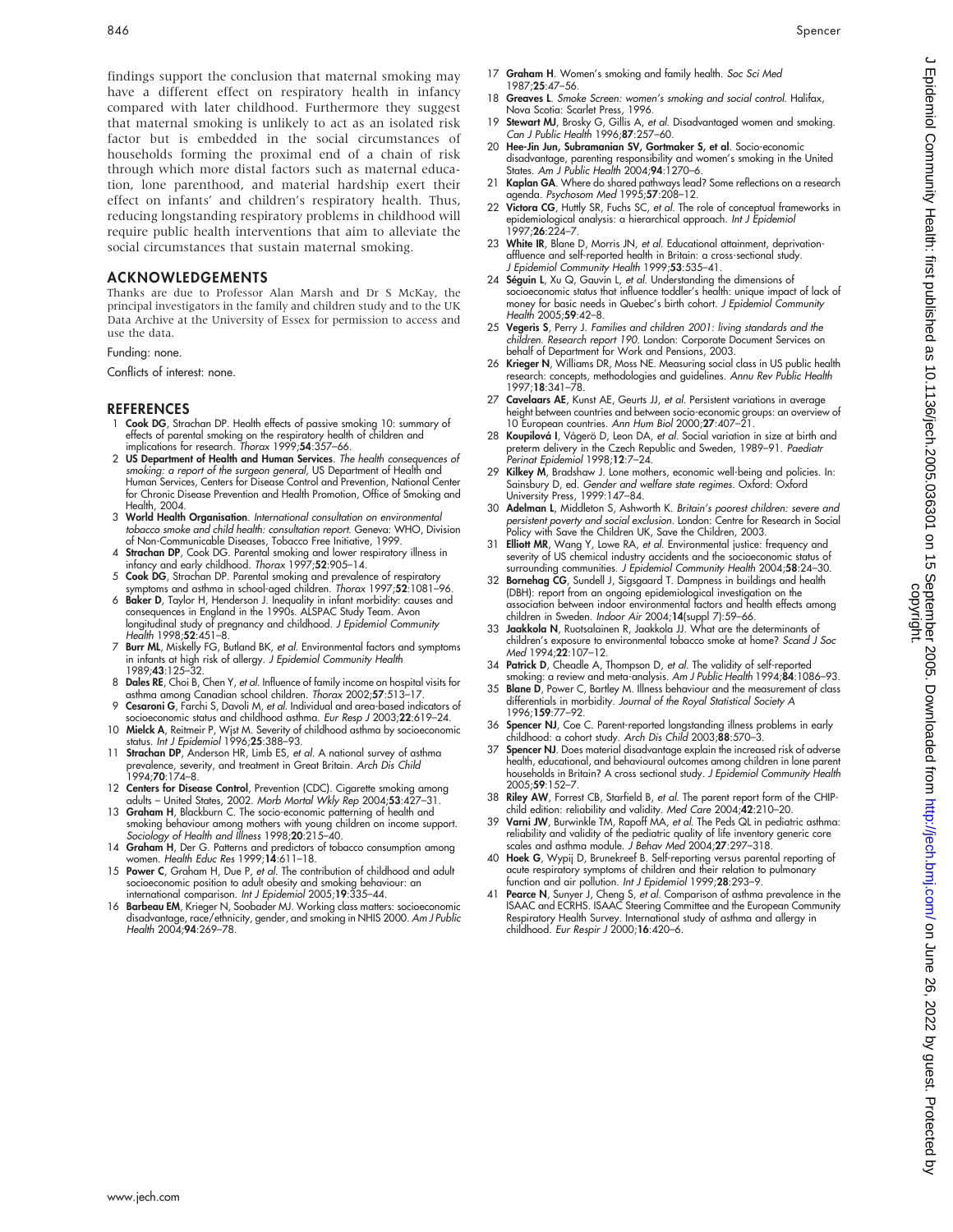findings support the conclusion that maternal smoking may have a different effect on respiratory health in infancy compared with later childhood. Furthermore they suggest that maternal smoking is unlikely to act as an isolated risk factor but is embedded in the social circumstances of households forming the proximal end of a chain of risk through which more distal factors such as maternal education, lone parenthood, and material hardship exert their effect on infants' and children's respiratory health. Thus, reducing longstanding respiratory problems in childhood will require public health interventions that aim to alleviate the social circumstances that sustain maternal smoking.

## ACKNOWLEDGEMENTS

Thanks are due to Professor Alan Marsh and Dr S McKay, the principal investigators in the family and children study and to the UK Data Archive at the University of Essex for permission to access and use the data.

Funding: none.

Conflicts of interest: none.

## REFERENCES

1. **Cook DG**, Strachan DP. Health effects of passive smoking 10: summary of effects of parental smoking on the respiratory health of children and implications for research. *Thorax* 1999;**54**:357–66.
2. **US Department of Health and Human Services**. *The health consequences of smoking: a report of the surgeon general*, US Department of Health and Human Services, Centers for Disease Control and Prevention, National Center for Chronic Disease Prevention and Health Promotion, Office of Smoking and Health, 2004.
3. **World Health Organisation**. *International consultation on environmental tobacco smoke and child health: consultation report*. Geneva: WHO, Division of Non-Communicable Diseases, Tobacco Free Initiative, 1999.
4. **Strachan DP**, Cook DG. Parental smoking and lower respiratory illness in infancy and early childhood. *Thorax* 1997;**52**:905–14.
5. **Cook DG**, Strachan DP. Parental smoking and prevalence of respiratory symptoms and asthma in school-aged children. *Thorax* 1997;**52**:1081–96.
6. **Baker D**, Taylor H, Henderson J. Inequality in infant morbidity: causes and consequences in England in the 1990s. ALSPAC Study Team. Avon longitudinal study of pregnancy and childhood. *J Epidemiol Community Health* 1998;**52**:451–8.
7. **Burr ML**, Miskelly FG, Butland BK, *et al*. Environmental factors and symptoms in infants at high risk of allergy. *J Epidemiol Community Health* 1989;**43**:125–32.
8. **Dales RE**, Choi B, Chen Y, *et al*. Influence of family income on hospital visits for asthma among Canadian school children. *Thorax* 2002;**57**:513–17.
9. **Cesaroni G**, Farchi S, Davoli M, *et al*. Individual and area-based indicators of socioeconomic status and childhood asthma. *Eur Resp J* 2003;**22**:619–24.
10. **Mielck A**, Reitmeir P, Wjst M. Severity of childhood asthma by socioeconomic status. *Int J Epidemiol* 1996;**25**:388–93.
11. **Strachan DP**, Anderson HR, Limb ES, *et al*. A national survey of asthma prevalence, severity, and treatment in Great Britain. *Arch Dis Child* 1994;**70**:174–8.
12. **Centers for Disease Control**, Prevention (CDC). Cigarette smoking among adults – United States, 2002. *Morb Mortal Wkly Rep* 2004;**53**:427–31.
13. **Graham H**, Blackburn C. The socio-economic patterning of health and smoking behaviour among mothers with young children on income support. *Sociology of Health and Illness* 1998;**20**:215–40.
14. **Graham H**, Der G. Patterns and predictors of tobacco consumption among women. *Health Educ Res* 1999;**14**:611–18.
15. **Power C**, Graham H, Due P, *et al*. The contribution of childhood and adult socioeconomic position to adult obesity and smoking behaviour: an international comparison. *Int J Epidemiol* 2005;**19**:335–44.
16. **Barbeau EM**, Krieger N, Soobader MJ. Working class matters: socioeconomic disadvantage, race/ethnicity, gender, and smoking in NHIS 2000. *Am J Public Health* 2004;**94**:269–78.
17. **Graham H**. Women's smoking and family health. *Soc Sci Med* 1987;**25**:47–56.
18. **Greaves L**. *Smoke Screen: women's smoking and social control*. Halifax, Nova Scotia: Scarlet Press, 1996.
19. **Stewart MJ**, Brosky G, Gillis A, *et al*. Disadvantaged women and smoking. *Can J Public Health* 1996;**87**:257–60.
20. **Hee-Jin Jun, Subramanian SV, Gortmaker S, et al**. Socio-economic disadvantage, parenting responsibility and women's smoking in the United States. *Am J Public Health* 2004;**94**:1270–6.
21. **Kaplan GA**. Where do shared pathways lead? Some reflections on a research agenda. *Psychosom Med* 1995;**57**:208–12.
22. **Victora CG**, Huttly SR, Fuchs SC, *et al*. The role of conceptual frameworks in epidemiological analysis: a hierarchical approach. *Int J Epidemiol* 1997;**26**:224–7.
23. **White IR**, Blane D, Morris JN, *et al*. Educational attainment, deprivation-affluence and self-reported health in Britain: a cross-sectional study. *J Epidemiol Community Health* 1999;**53**:535–41.
24. **Séguin L**, Xu Q, Gauvin L, *et al*. Understanding the dimensions of socioeconomic status that influence toddler's health: unique impact of lack of money for basic needs in Quebec's birth cohort. *J Epidemiol Community Health* 2005;**59**:42–8.
25. **Vegeris S**, Perry J. *Families and children 2001: living standards and the children. Research report 190*. London: Corporate Document Services on behalf of Department for Work and Pensions, 2003.
26. **Krieger N**, Williams DR, Moss NE. Measuring social class in US public health research: concepts, methodologies and guidelines. *Annu Rev Public Health* 1997;**18**:341–78.
27. **Cavelaars AE**, Kunst AE, Geurts JJ, *et al*. Persistent variations in average height between countries and between socio-economic groups: an overview of 10 European countries. *Ann Hum Biol* 2000;**27**:407–21.
28. **Koupilová I**, Vågerö D, Leon DA, *et al*. Social variation in size at birth and preterm delivery in the Czech Republic and Sweden, 1989–91. *Paediatr Perinat Epidemiol* 1998;**12**:7–24.
29. **Kilkey M**, Bradshaw J. Lone mothers, economic well-being and policies. In: Sainsbury D, ed. *Gender and welfare state regimes*. Oxford: Oxford University Press, 1999:147–84.
30. **Adelman L**, Middleton S, Ashworth K. *Britain's poorest children: severe and persistent poverty and social exclusion*. London: Centre for Research in Social Policy with Save the Children UK, Save the Children, 2003.
31. **Elliott MR**, Wang Y, Lowe RA, *et al*. Environmental justice: frequency and severity of US chemical industry accidents and the socioeconomic status of surrounding communities. *J Epidemiol Community Health* 2004;**58**:24–30.
32. **Bornehag CG**, Sundell J, Sigsgaard T. Dampness in buildings and health (DBH): report from an ongoing epidemiological investigation on the association between indoor environmental factors and health effects among children in Sweden. *Indoor Air* 2004;**14**(suppl 7):59–66.
33. **Jaakkola N**, Ruotsalainen R, Jaakkola JJ. What are the determinants of children's exposure to environmental tobacco smoke at home? *Scand J Soc Med* 1994;**22**:107–12.
34. **Patrick D**, Cheadle A, Thompson D, *et al*. The validity of self-reported smoking: a review and meta-analysis. *Am J Public Health* 1994;**84**:1086–93.
35. **Blane D**, Power C, Bartley M. Illness behaviour and the measurement of class differentials in morbidity. *Journal of the Royal Statistical Society A* 1996;**159**:77–92.
36. **Spencer NJ**, Coe C. Parent-reported longstanding illness problems in early childhood: a cohort study. *Arch Dis Child* 2003;**88**:570–3.
37. **Spencer NJ**. Does material disadvantage explain the increased risk of adverse health, educational, and behavioural outcomes among children in lone parent households in Britain? A cross sectional study. *J Epidemiol Community Health* 2005;**59**:152–7.
38. **Riley AW**, Forrest CB, Starfield B, *et al*. The parent report form of the CHIP-child edition: reliability and validity. *Med Care* 2004;**42**:210–20.
39. **Varni JW**, Burwinkle TM, Rapoff MA, *et al*. The Peds QL in pediatric asthma: reliability and validity of the pediatric quality of life inventory generic core scales and asthma module. *J Behav Med* 2004;**27**:297–318.
40. **Hoek G**, Wypij D, Brunekreef B. Self-reporting versus parental reporting of acute respiratory symptoms of children and their relation to pulmonary function and air pollution. *Int J Epidemiol* 1999;**28**:293–9.
41. **Pearce N**, Sunyer J, Cheng S, *et al*. Comparison of asthma prevalence in the ISAAC and ECRHS. ISAAC Steering Committee and the European Community Respiratory Health Survey. International study of asthma and allergy in childhood. *Eur Respir J* 2000;**16**:420–6.